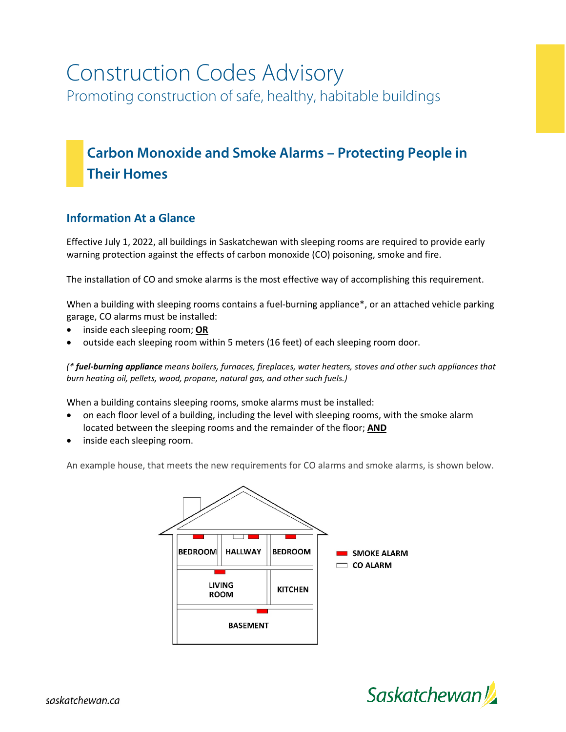// Construction Codes Advisory

Promoting construction of safe, healthy, habitable buildings

## Carbon Monoxide and Smoke Alarms – Protecting People in Their Homes

### Information At a Glance

Effective July 1, 2022, all buildings in Saskatchewan with sleeping rooms are required to provide early warning protection against the effects of carbon monoxide (CO) poisoning, smoke and fire.

The installation of CO and smoke alarms is the most effective way of accomplishing this requirement.

When a building with sleeping rooms contains a fuel-burning appliance*, or an attached vehicle parking garage, CO alarms must be installed:

- inside each sleeping room; **OR**
- outside each sleeping room within 5 meters (16 feet) of each sleeping room door.

*(* **fuel-burning appliance** means boilers, furnaces, fireplaces, water heaters, stoves and other such appliances that burn heating oil, pellets, wood, propane, natural gas, and other such fuels.)*

When a building contains sleeping rooms, smoke alarms must be installed:

- on each floor level of a building, including the level with sleeping rooms, with the smoke alarm located between the sleeping rooms and the remainder of the floor; **AND**
- inside each sleeping room.

An example house, that meets the new requirements for CO alarms and smoke alarms, is shown below.

BEDROOM
HALLWAY
BEDROOM
LIVING ROOM
KITCHEN
BASEMENT
SMOKE ALARM
CO ALARM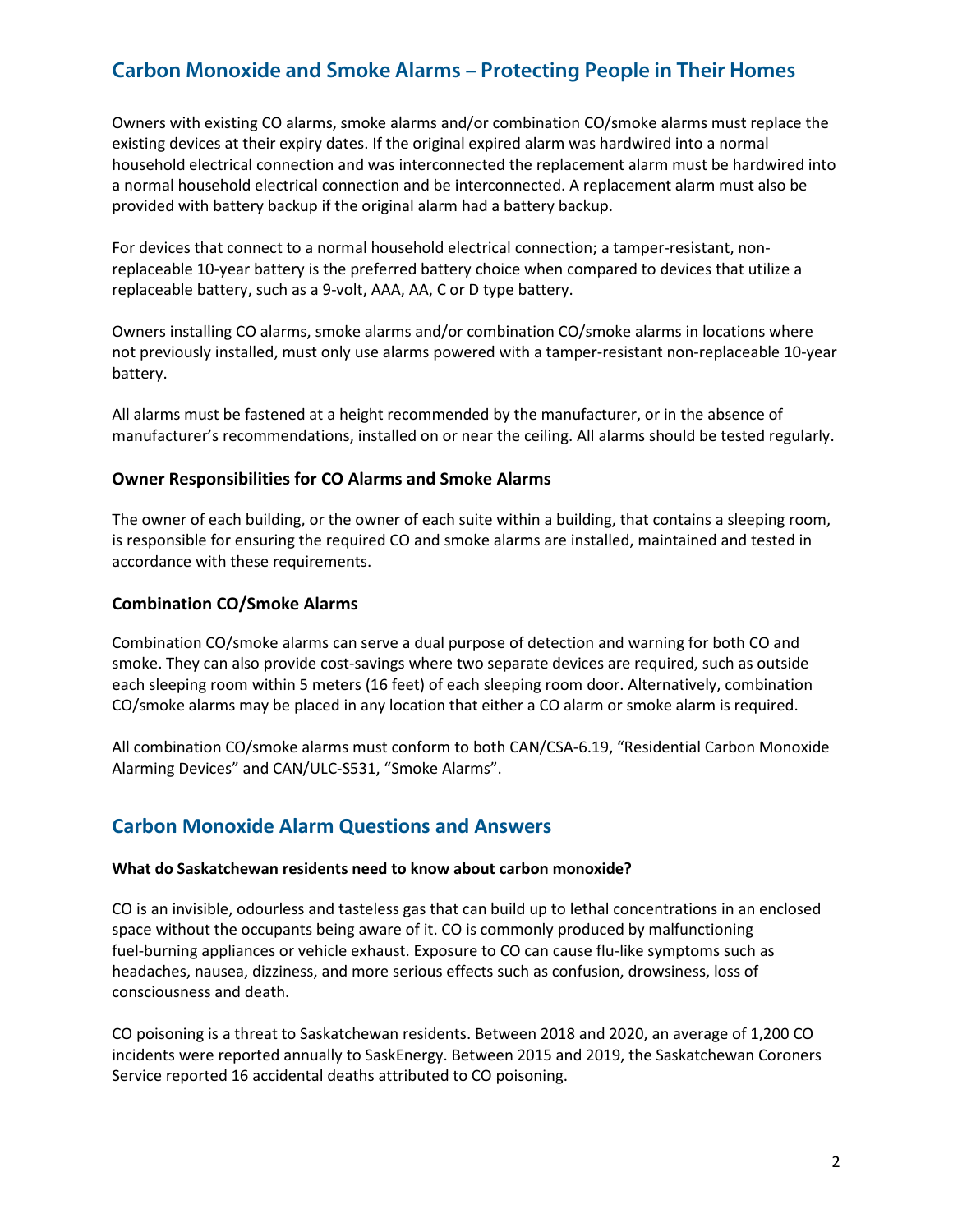## Carbon Monoxide and Smoke Alarms – Protecting People in Their Homes

Owners with existing CO alarms, smoke alarms and/or combination CO/smoke alarms must replace the existing devices at their expiry dates. If the original expired alarm was hardwired into a normal household electrical connection and was interconnected the replacement alarm must be hardwired into a normal household electrical connection and be interconnected. A replacement alarm must also be provided with battery backup if the original alarm had a battery backup.

For devices that connect to a normal household electrical connection; a tamper-resistant, non-replaceable 10-year battery is the preferred battery choice when compared to devices that utilize a replaceable battery, such as a 9-volt, AAA, AA, C or D type battery.

Owners installing CO alarms, smoke alarms and/or combination CO/smoke alarms in locations where not previously installed, must only use alarms powered with a tamper-resistant non-replaceable 10-year battery.

All alarms must be fastened at a height recommended by the manufacturer, or in the absence of manufacturer's recommendations, installed on or near the ceiling. All alarms should be tested regularly.

### Owner Responsibilities for CO Alarms and Smoke Alarms

The owner of each building, or the owner of each suite within a building, that contains a sleeping room, is responsible for ensuring the required CO and smoke alarms are installed, maintained and tested in accordance with these requirements.

### Combination CO/Smoke Alarms

Combination CO/smoke alarms can serve a dual purpose of detection and warning for both CO and smoke. They can also provide cost-savings where two separate devices are required, such as outside each sleeping room within 5 meters (16 feet) of each sleeping room door. Alternatively, combination CO/smoke alarms may be placed in any location that either a CO alarm or smoke alarm is required.

All combination CO/smoke alarms must conform to both CAN/CSA-6.19, "Residential Carbon Monoxide Alarming Devices" and CAN/ULC-S531, "Smoke Alarms".

## Carbon Monoxide Alarm Questions and Answers

**What do Saskatchewan residents need to know about carbon monoxide?**

CO is an invisible, odourless and tasteless gas that can build up to lethal concentrations in an enclosed space without the occupants being aware of it. CO is commonly produced by malfunctioning fuel-burning appliances or vehicle exhaust. Exposure to CO can cause flu-like symptoms such as headaches, nausea, dizziness, and more serious effects such as confusion, drowsiness, loss of consciousness and death.

CO poisoning is a threat to Saskatchewan residents. Between 2018 and 2020, an average of 1,200 CO incidents were reported annually to SaskEnergy. Between 2015 and 2019, the Saskatchewan Coroners Service reported 16 accidental deaths attributed to CO poisoning.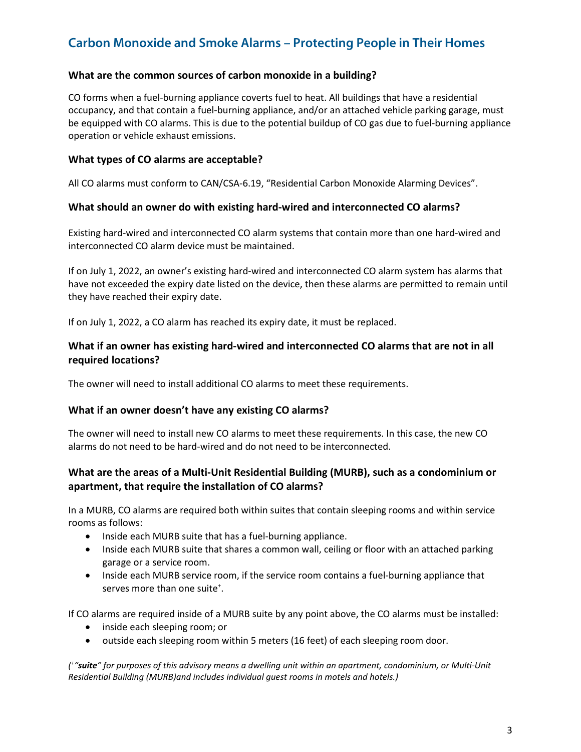## Carbon Monoxide and Smoke Alarms – Protecting People in Their Homes

### What are the common sources of carbon monoxide in a building?

CO forms when a fuel-burning appliance coverts fuel to heat. All buildings that have a residential occupancy, and that contain a fuel-burning appliance, and/or an attached vehicle parking garage, must be equipped with CO alarms. This is due to the potential buildup of CO gas due to fuel-burning appliance operation or vehicle exhaust emissions.

### What types of CO alarms are acceptable?

All CO alarms must conform to CAN/CSA-6.19, "Residential Carbon Monoxide Alarming Devices".

### What should an owner do with existing hard-wired and interconnected CO alarms?

Existing hard-wired and interconnected CO alarm systems that contain more than one hard-wired and interconnected CO alarm device must be maintained.

If on July 1, 2022, an owner's existing hard-wired and interconnected CO alarm system has alarms that have not exceeded the expiry date listed on the device, then these alarms are permitted to remain until they have reached their expiry date.

If on July 1, 2022, a CO alarm has reached its expiry date, it must be replaced.

### What if an owner has existing hard-wired and interconnected CO alarms that are not in all required locations?

The owner will need to install additional CO alarms to meet these requirements.

### What if an owner doesn't have any existing CO alarms?

The owner will need to install new CO alarms to meet these requirements. In this case, the new CO alarms do not need to be hard-wired and do not need to be interconnected.

### What are the areas of a Multi-Unit Residential Building (MURB), such as a condominium or apartment, that require the installation of CO alarms?

In a MURB, CO alarms are required both within suites that contain sleeping rooms and within service rooms as follows:

- Inside each MURB suite that has a fuel-burning appliance.
- Inside each MURB suite that shares a common wall, ceiling or floor with an attached parking garage or a service room.
- Inside each MURB service room, if the service room contains a fuel-burning appliance that serves more than one suite[+].

If CO alarms are required inside of a MURB suite by any point above, the CO alarms must be installed:

- inside each sleeping room; or
- outside each sleeping room within 5 meters (16 feet) of each sleeping room door.

*([+]"**suite**" for purposes of this advisory means a dwelling unit within an apartment, condominium, or Multi-Unit Residential Building (MURB)and includes individual guest rooms in motels and hotels.)*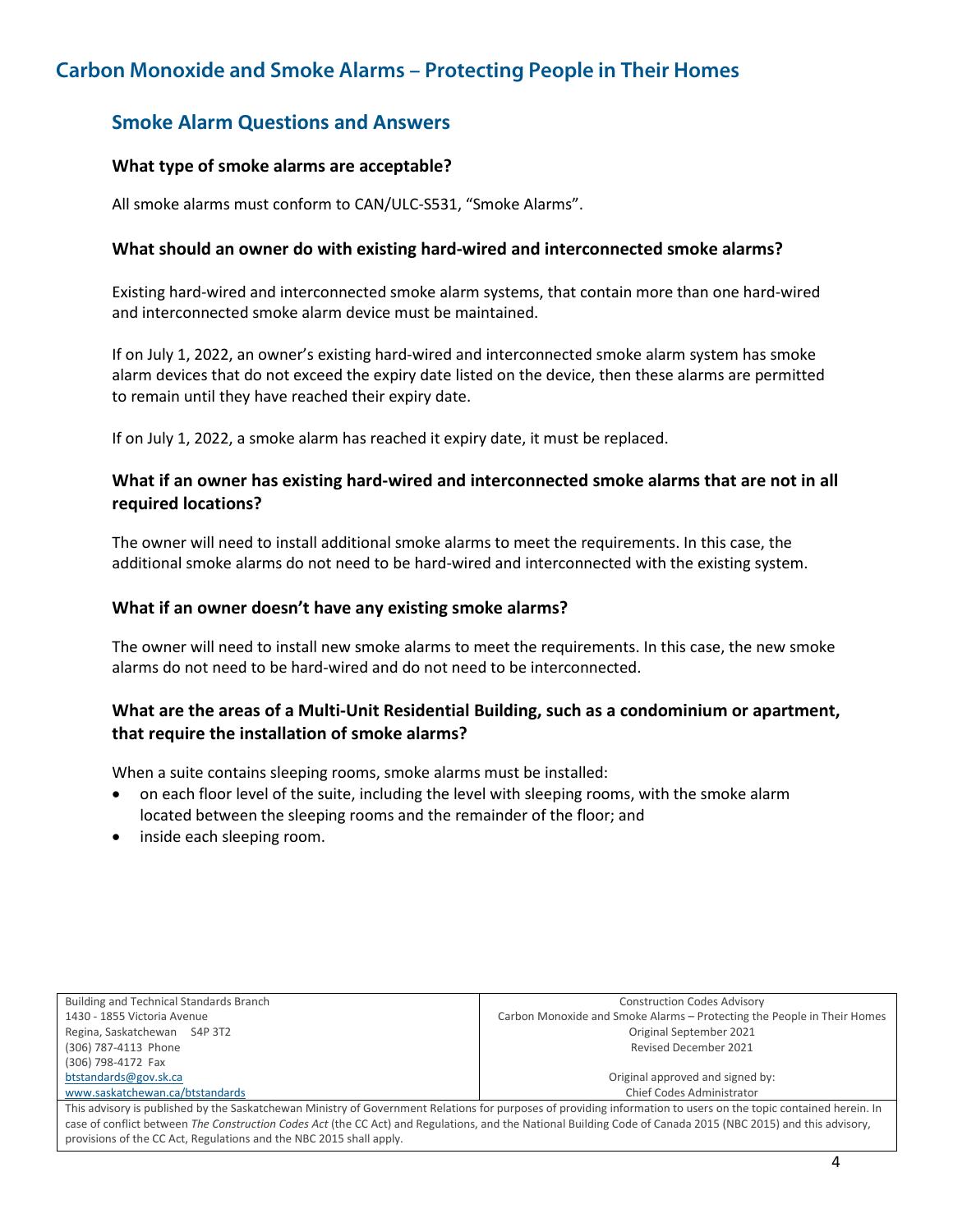# Carbon Monoxide and Smoke Alarms – Protecting People in Their Homes

## Smoke Alarm Questions and Answers

### What type of smoke alarms are acceptable?

All smoke alarms must conform to CAN/ULC-S531, "Smoke Alarms".

### What should an owner do with existing hard-wired and interconnected smoke alarms?

Existing hard-wired and interconnected smoke alarm systems, that contain more than one hard-wired and interconnected smoke alarm device must be maintained.

If on July 1, 2022, an owner's existing hard-wired and interconnected smoke alarm system has smoke alarm devices that do not exceed the expiry date listed on the device, then these alarms are permitted to remain until they have reached their expiry date.

If on July 1, 2022, a smoke alarm has reached it expiry date, it must be replaced.

### What if an owner has existing hard-wired and interconnected smoke alarms that are not in all required locations?

The owner will need to install additional smoke alarms to meet the requirements. In this case, the additional smoke alarms do not need to be hard-wired and interconnected with the existing system.

### What if an owner doesn't have any existing smoke alarms?

The owner will need to install new smoke alarms to meet the requirements. In this case, the new smoke alarms do not need to be hard-wired and do not need to be interconnected.

### What are the areas of a Multi-Unit Residential Building, such as a condominium or apartment, that require the installation of smoke alarms?

When a suite contains sleeping rooms, smoke alarms must be installed:

- on each floor level of the suite, including the level with sleeping rooms, with the smoke alarm located between the sleeping rooms and the remainder of the floor; and
- inside each sleeping room.

| | |
|---|---|
| Building and Technical Standards Branch<br>1430 - 1855 Victoria Avenue<br>Regina, Saskatchewan S4P 3T2<br>(306) 787-4113 Phone<br>(306) 798-4172 Fax<br>btstandards@gov.sk.ca<br>www.saskatchewan.ca/btstandards | Construction Codes Advisory<br>Carbon Monoxide and Smoke Alarms – Protecting the People in Their Homes<br>Original September 2021<br>Revised December 2021<br><br>Original approved and signed by:<br>Chief Codes Administrator |

This advisory is published by the Saskatchewan Ministry of Government Relations for purposes of providing information to users on the topic contained herein. In case of conflict between *The Construction Codes Act* (the CC Act) and Regulations, and the National Building Code of Canada 2015 (NBC 2015) and this advisory, provisions of the CC Act, Regulations and the NBC 2015 shall apply.